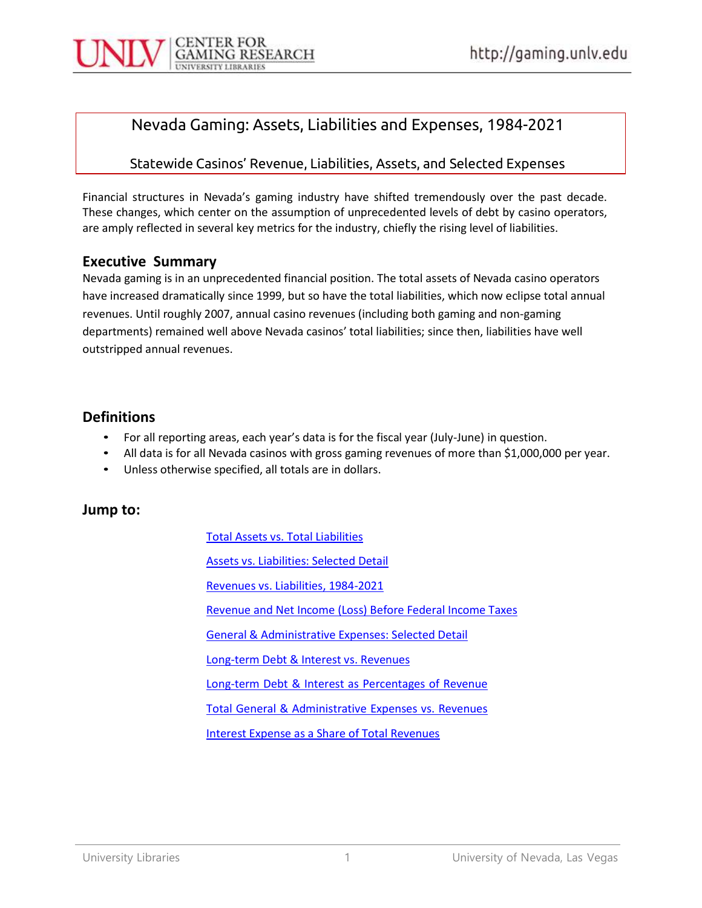# Nevada Gaming: Assets, Liabilities and Expenses, 1984-2021

## Statewide Casinos' Revenue, Liabilities, Assets, and Selected Expenses

Financial structures in Nevada's gaming industry have shifted tremendously over the past decade. These changes, which center on the assumption of unprecedented levels of debt by casino operators, are amply reflected in several key metrics for the industry, chiefly the rising level of liabilities.

### Executive Summary

Nevada gaming is in an unprecedented financial position. The total assets of Nevada casino operators have increased dramatically since 1999, but so have the total liabilities, which now eclipse total annual revenues. Until roughly 2007, annual casino revenues (including both gaming and non-gaming departments) remained well above Nevada casinos' total liabilities; since then, liabilities have well outstripped annual revenues.

### Definitions

- For all reporting areas, each year's data is for the fiscal year (July-June) in question.
- All data is for all Nevada casinos with gross gaming revenues of more than $1,000,000 per year.
- Unless otherwise specified, all totals are in dollars.

### Jump to:

- Total Assets vs. Total Liabilities
- Assets vs. Liabilities: Selected Detail
- Revenues vs. Liabilities, 1984-2021
- Revenue and Net Income (Loss) Before Federal Income Taxes
- General & Administrative Expenses: Selected Detail
- Long-term Debt & Interest vs. Revenues
- Long-term Debt & Interest as Percentages of Revenue
- Total General & Administrative Expenses vs. Revenues
- Interest Expense as a Share of Total Revenues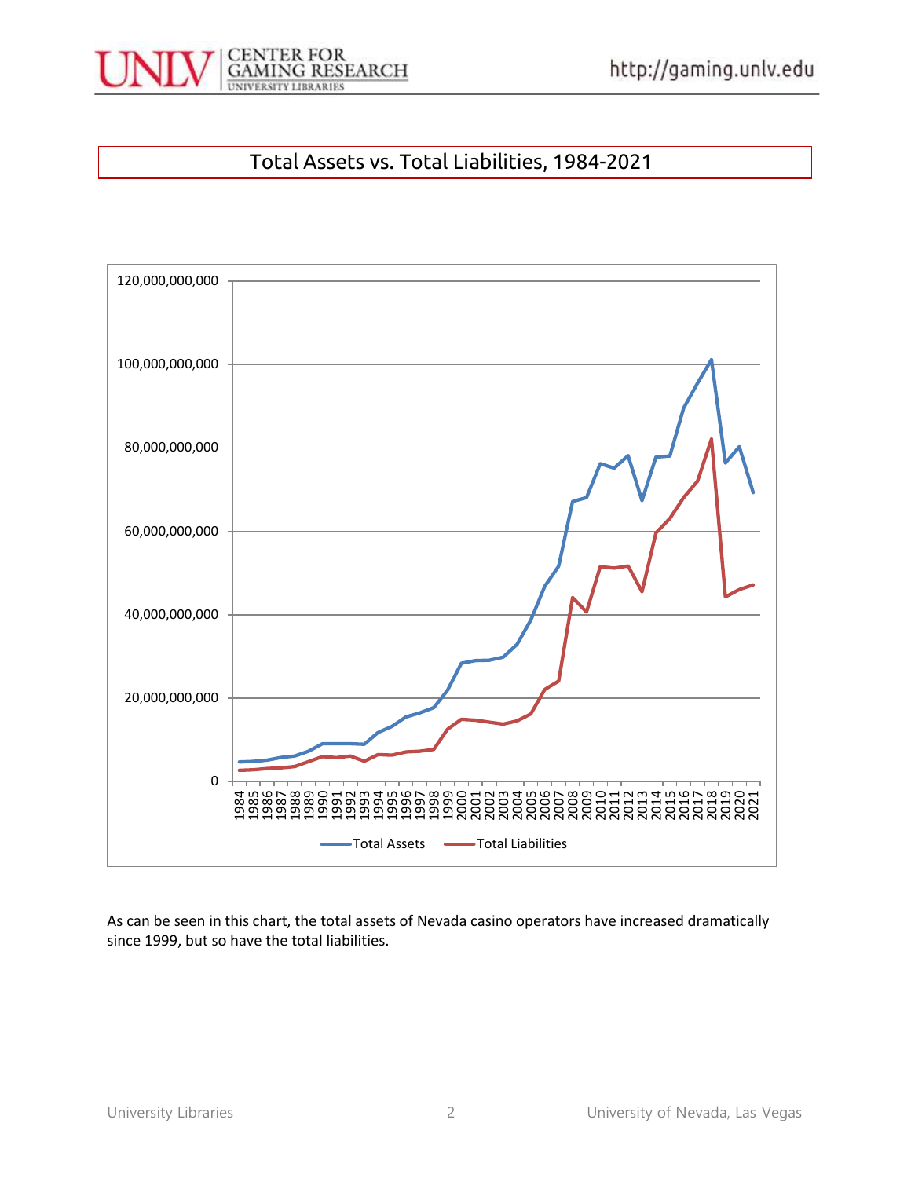## Total Assets vs. Total Liabilities, 1984-2021

As can be seen in this chart, the total assets of Nevada casino operators have increased dramatically since 1999, but so have the total liabilities.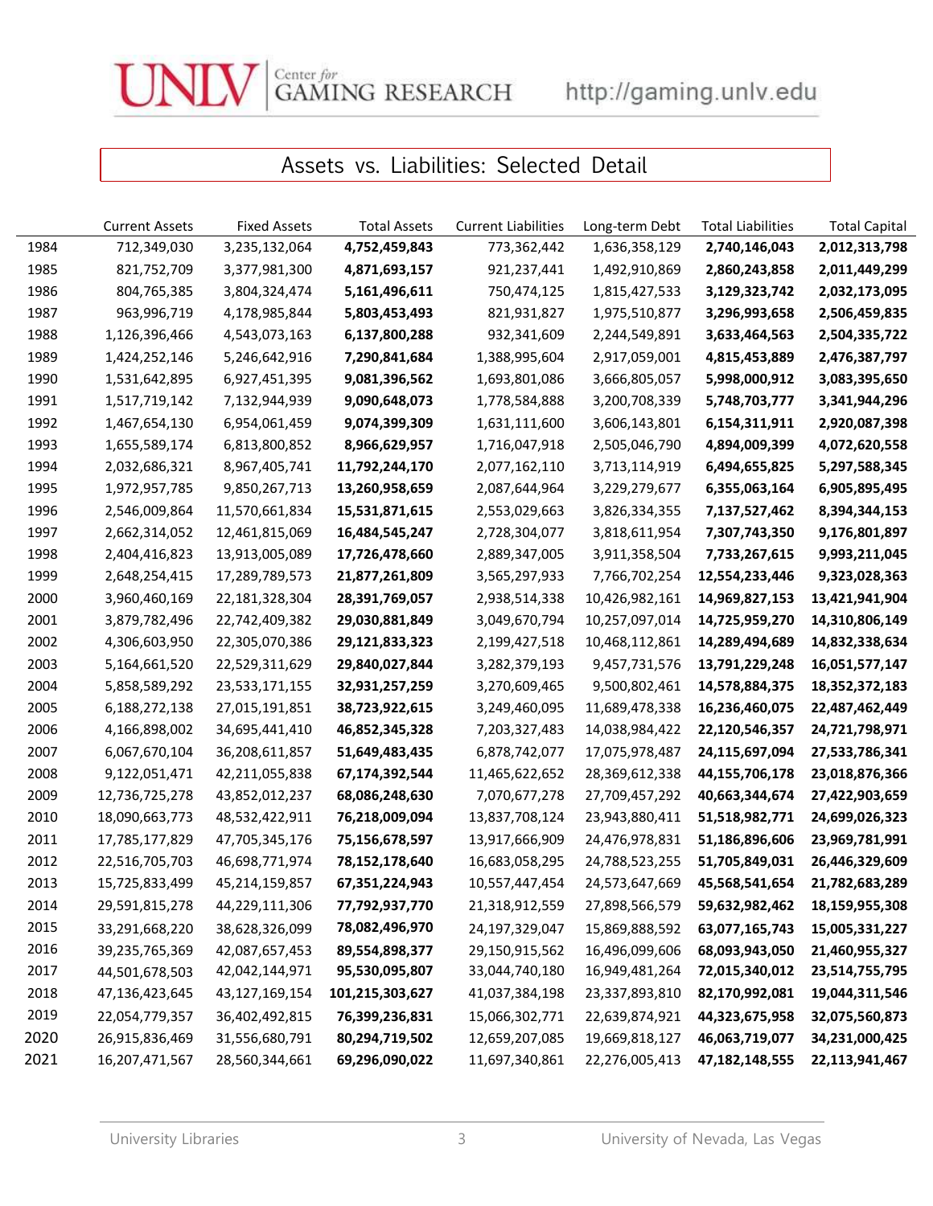## Assets vs. Liabilities: Selected Detail

| | Current Assets | Fixed Assets | Total Assets | Current Liabilities | Long-term Debt | Total Liabilities | Total Capital |
|---|---|---|---|---|---|---|---|
| 1984 | 712,349,030 | 3,235,132,064 | **4,752,459,843** | 773,362,442 | 1,636,358,129 | **2,740,146,043** | **2,012,313,798** |
| 1985 | 821,752,709 | 3,377,981,300 | **4,871,693,157** | 921,237,441 | 1,492,910,869 | **2,860,243,858** | **2,011,449,299** |
| 1986 | 804,765,385 | 3,804,324,474 | **5,161,496,611** | 750,474,125 | 1,815,427,533 | **3,129,323,742** | **2,032,173,095** |
| 1987 | 963,996,719 | 4,178,985,844 | **5,803,453,493** | 821,931,827 | 1,975,510,877 | **3,296,993,658** | **2,506,459,835** |
| 1988 | 1,126,396,466 | 4,543,073,163 | **6,137,800,288** | 932,341,609 | 2,244,549,891 | **3,633,464,563** | **2,504,335,722** |
| 1989 | 1,424,252,146 | 5,246,642,916 | **7,290,841,684** | 1,388,995,604 | 2,917,059,001 | **4,815,453,889** | **2,476,387,797** |
| 1990 | 1,531,642,895 | 6,927,451,395 | **9,081,396,562** | 1,693,801,086 | 3,666,805,057 | **5,998,000,912** | **3,083,395,650** |
| 1991 | 1,517,719,142 | 7,132,944,939 | **9,090,648,073** | 1,778,584,888 | 3,200,708,339 | **5,748,703,777** | **3,341,944,296** |
| 1992 | 1,467,654,130 | 6,954,061,459 | **9,074,399,309** | 1,631,111,600 | 3,606,143,801 | **6,154,311,911** | **2,920,087,398** |
| 1993 | 1,655,589,174 | 6,813,800,852 | **8,966,629,957** | 1,716,047,918 | 2,505,046,790 | **4,894,009,399** | **4,072,620,558** |
| 1994 | 2,032,686,321 | 8,967,405,741 | **11,792,244,170** | 2,077,162,110 | 3,713,114,919 | **6,494,655,825** | **5,297,588,345** |
| 1995 | 1,972,957,785 | 9,850,267,713 | **13,260,958,659** | 2,087,644,964 | 3,229,279,677 | **6,355,063,164** | **6,905,895,495** |
| 1996 | 2,546,009,864 | 11,570,661,834 | **15,531,871,615** | 2,553,029,663 | 3,826,334,355 | **7,137,527,462** | **8,394,344,153** |
| 1997 | 2,662,314,052 | 12,461,815,069 | **16,484,545,247** | 2,728,304,077 | 3,818,611,954 | **7,307,743,350** | **9,176,801,897** |
| 1998 | 2,404,416,823 | 13,913,005,089 | **17,726,478,660** | 2,889,347,005 | 3,911,358,504 | **7,733,267,615** | **9,993,211,045** |
| 1999 | 2,648,254,415 | 17,289,789,573 | **21,877,261,809** | 3,565,297,933 | 7,766,702,254 | **12,554,233,446** | **9,323,028,363** |
| 2000 | 3,960,460,169 | 22,181,328,304 | **28,391,769,057** | 2,938,514,338 | 10,426,982,161 | **14,969,827,153** | **13,421,941,904** |
| 2001 | 3,879,782,496 | 22,742,409,382 | **29,030,881,849** | 3,049,670,794 | 10,257,097,014 | **14,725,959,270** | **14,310,806,149** |
| 2002 | 4,306,603,950 | 22,305,070,386 | **29,121,833,323** | 2,199,427,518 | 10,468,112,861 | **14,289,494,689** | **14,832,338,634** |
| 2003 | 5,164,661,520 | 22,529,311,629 | **29,840,027,844** | 3,282,379,193 | 9,457,731,576 | **13,791,229,248** | **16,051,577,147** |
| 2004 | 5,858,589,292 | 23,533,171,155 | **32,931,257,259** | 3,270,609,465 | 9,500,802,461 | **14,578,884,375** | **18,352,372,183** |
| 2005 | 6,188,272,138 | 27,015,191,851 | **38,723,922,615** | 3,249,460,095 | 11,689,478,338 | **16,236,460,075** | **22,487,462,449** |
| 2006 | 4,166,898,002 | 34,695,441,410 | **46,852,345,328** | 7,203,327,483 | 14,038,984,422 | **22,120,546,357** | **24,721,798,971** |
| 2007 | 6,067,670,104 | 36,208,611,857 | **51,649,483,435** | 6,878,742,077 | 17,075,978,487 | **24,115,697,094** | **27,533,786,341** |
| 2008 | 9,122,051,471 | 42,211,055,838 | **67,174,392,544** | 11,465,622,652 | 28,369,612,338 | **44,155,706,178** | **23,018,876,366** |
| 2009 | 12,736,725,278 | 43,852,012,237 | **68,086,248,630** | 7,070,677,278 | 27,709,457,292 | **40,663,344,674** | **27,422,903,659** |
| 2010 | 18,090,663,773 | 48,532,422,911 | **76,218,009,094** | 13,837,708,124 | 23,943,880,411 | **51,518,982,771** | **24,699,026,323** |
| 2011 | 17,785,177,829 | 47,705,345,176 | **75,156,678,597** | 13,917,666,909 | 24,476,978,831 | **51,186,896,606** | **23,969,781,991** |
| 2012 | 22,516,705,703 | 46,698,771,974 | **78,152,178,640** | 16,683,058,295 | 24,788,523,255 | **51,705,849,031** | **26,446,329,609** |
| 2013 | 15,725,833,499 | 45,214,159,857 | **67,351,224,943** | 10,557,447,454 | 24,573,647,669 | **45,568,541,654** | **21,782,683,289** |
| 2014 | 29,591,815,278 | 44,229,111,306 | **77,792,937,770** | 21,318,912,559 | 27,898,566,579 | **59,632,982,462** | **18,159,955,308** |
| 2015 | 33,291,668,220 | 38,628,326,099 | **78,082,496,970** | 24,197,329,047 | 15,869,888,592 | **63,077,165,743** | **15,005,331,227** |
| 2016 | 39,235,765,369 | 42,087,657,453 | **89,554,898,377** | 29,150,915,562 | 16,496,099,606 | **68,093,943,050** | **21,460,955,327** |
| 2017 | 44,501,678,503 | 42,042,144,971 | **95,530,095,807** | 33,044,740,180 | 16,949,481,264 | **72,015,340,012** | **23,514,755,795** |
| 2018 | 47,136,423,645 | 43,127,169,154 | **101,215,303,627** | 41,037,384,198 | 23,337,893,810 | **82,170,992,081** | **19,044,311,546** |
| 2019 | 22,054,779,357 | 36,402,492,815 | **76,399,236,831** | 15,066,302,771 | 22,639,874,921 | **44,323,675,958** | **32,075,560,873** |
| 2020 | 26,915,836,469 | 31,556,680,791 | **80,294,719,502** | 12,659,207,085 | 19,669,818,127 | **46,063,719,077** | **34,231,000,425** |
| 2021 | 16,207,471,567 | 28,560,344,661 | **69,296,090,022** | 11,697,340,861 | 22,276,005,413 | **47,182,148,555** | **22,113,941,467** |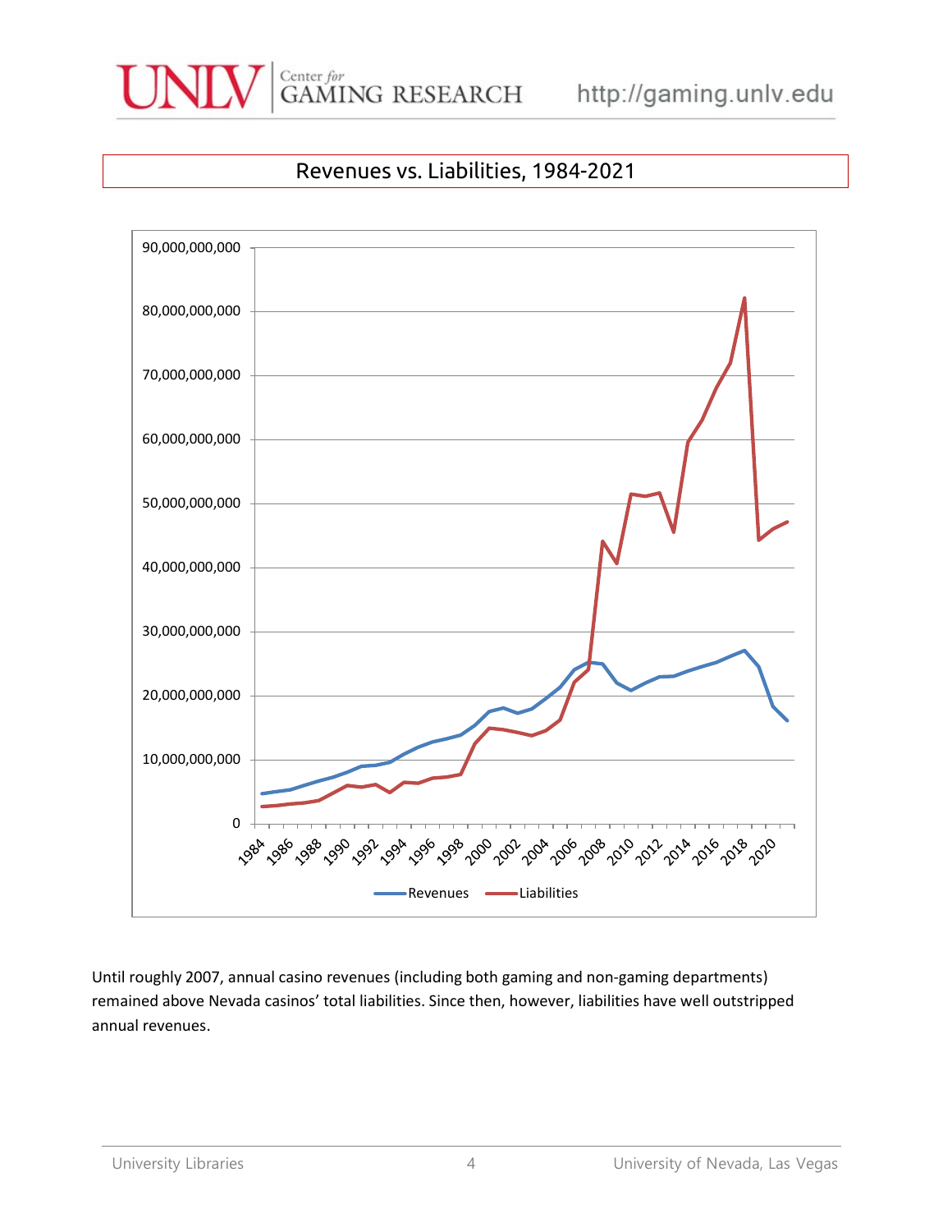## Revenues vs. Liabilities, 1984-2021

Until roughly 2007, annual casino revenues (including both gaming and non-gaming departments) remained above Nevada casinos' total liabilities. Since then, however, liabilities have well outstripped annual revenues.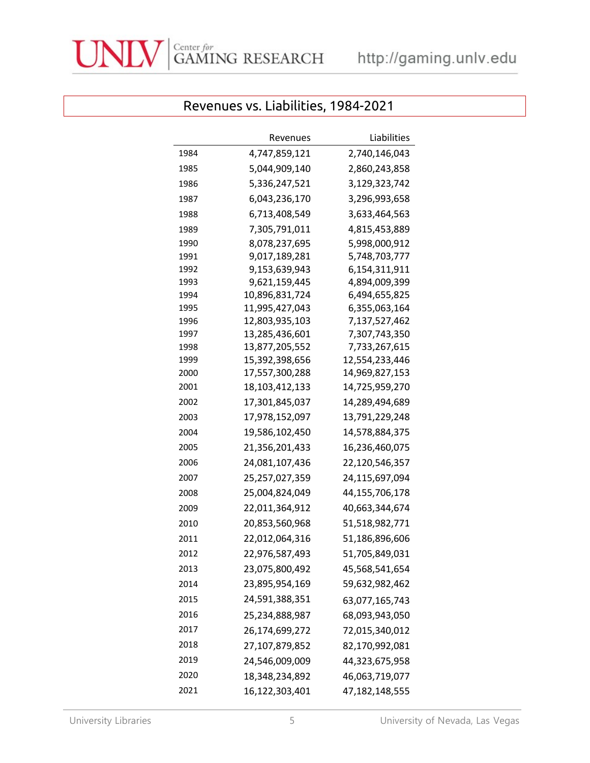## Revenues vs. Liabilities, 1984-2021

| | Revenues | Liabilities |
|---|---|---|
| 1984 | 4,747,859,121 | 2,740,146,043 |
| 1985 | 5,044,909,140 | 2,860,243,858 |
| 1986 | 5,336,247,521 | 3,129,323,742 |
| 1987 | 6,043,236,170 | 3,296,993,658 |
| 1988 | 6,713,408,549 | 3,633,464,563 |
| 1989 | 7,305,791,011 | 4,815,453,889 |
| 1990 | 8,078,237,695 | 5,998,000,912 |
| 1991 | 9,017,189,281 | 5,748,703,777 |
| 1992 | 9,153,639,943 | 6,154,311,911 |
| 1993 | 9,621,159,445 | 4,894,009,399 |
| 1994 | 10,896,831,724 | 6,494,655,825 |
| 1995 | 11,995,427,043 | 6,355,063,164 |
| 1996 | 12,803,935,103 | 7,137,527,462 |
| 1997 | 13,285,436,601 | 7,307,743,350 |
| 1998 | 13,877,205,552 | 7,733,267,615 |
| 1999 | 15,392,398,656 | 12,554,233,446 |
| 2000 | 17,557,300,288 | 14,969,827,153 |
| 2001 | 18,103,412,133 | 14,725,959,270 |
| 2002 | 17,301,845,037 | 14,289,494,689 |
| 2003 | 17,978,152,097 | 13,791,229,248 |
| 2004 | 19,586,102,450 | 14,578,884,375 |
| 2005 | 21,356,201,433 | 16,236,460,075 |
| 2006 | 24,081,107,436 | 22,120,546,357 |
| 2007 | 25,257,027,359 | 24,115,697,094 |
| 2008 | 25,004,824,049 | 44,155,706,178 |
| 2009 | 22,011,364,912 | 40,663,344,674 |
| 2010 | 20,853,560,968 | 51,518,982,771 |
| 2011 | 22,012,064,316 | 51,186,896,606 |
| 2012 | 22,976,587,493 | 51,705,849,031 |
| 2013 | 23,075,800,492 | 45,568,541,654 |
| 2014 | 23,895,954,169 | 59,632,982,462 |
| 2015 | 24,591,388,351 | 63,077,165,743 |
| 2016 | 25,234,888,987 | 68,093,943,050 |
| 2017 | 26,174,699,272 | 72,015,340,012 |
| 2018 | 27,107,879,852 | 82,170,992,081 |
| 2019 | 24,546,009,009 | 44,323,675,958 |
| 2020 | 18,348,234,892 | 46,063,719,077 |
| 2021 | 16,122,303,401 | 47,182,148,555 |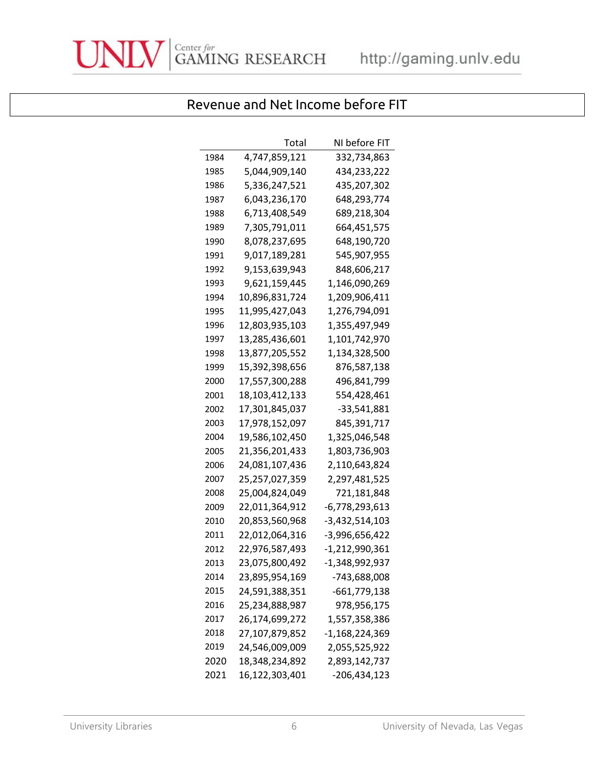## Revenue and Net Income before FIT

| | Total | NI before FIT |
|---|---|---|
| 1984 | 4,747,859,121 | 332,734,863 |
| 1985 | 5,044,909,140 | 434,233,222 |
| 1986 | 5,336,247,521 | 435,207,302 |
| 1987 | 6,043,236,170 | 648,293,774 |
| 1988 | 6,713,408,549 | 689,218,304 |
| 1989 | 7,305,791,011 | 664,451,575 |
| 1990 | 8,078,237,695 | 648,190,720 |
| 1991 | 9,017,189,281 | 545,907,955 |
| 1992 | 9,153,639,943 | 848,606,217 |
| 1993 | 9,621,159,445 | 1,146,090,269 |
| 1994 | 10,896,831,724 | 1,209,906,411 |
| 1995 | 11,995,427,043 | 1,276,794,091 |
| 1996 | 12,803,935,103 | 1,355,497,949 |
| 1997 | 13,285,436,601 | 1,101,742,970 |
| 1998 | 13,877,205,552 | 1,134,328,500 |
| 1999 | 15,392,398,656 | 876,587,138 |
| 2000 | 17,557,300,288 | 496,841,799 |
| 2001 | 18,103,412,133 | 554,428,461 |
| 2002 | 17,301,845,037 | -33,541,881 |
| 2003 | 17,978,152,097 | 845,391,717 |
| 2004 | 19,586,102,450 | 1,325,046,548 |
| 2005 | 21,356,201,433 | 1,803,736,903 |
| 2006 | 24,081,107,436 | 2,110,643,824 |
| 2007 | 25,257,027,359 | 2,297,481,525 |
| 2008 | 25,004,824,049 | 721,181,848 |
| 2009 | 22,011,364,912 | -6,778,293,613 |
| 2010 | 20,853,560,968 | -3,432,514,103 |
| 2011 | 22,012,064,316 | -3,996,656,422 |
| 2012 | 22,976,587,493 | -1,212,990,361 |
| 2013 | 23,075,800,492 | -1,348,992,937 |
| 2014 | 23,895,954,169 | -743,688,008 |
| 2015 | 24,591,388,351 | -661,779,138 |
| 2016 | 25,234,888,987 | 978,956,175 |
| 2017 | 26,174,699,272 | 1,557,358,386 |
| 2018 | 27,107,879,852 | -1,168,224,369 |
| 2019 | 24,546,009,009 | 2,055,525,922 |
| 2020 | 18,348,234,892 | 2,893,142,737 |
| 2021 | 16,122,303,401 | -206,434,123 |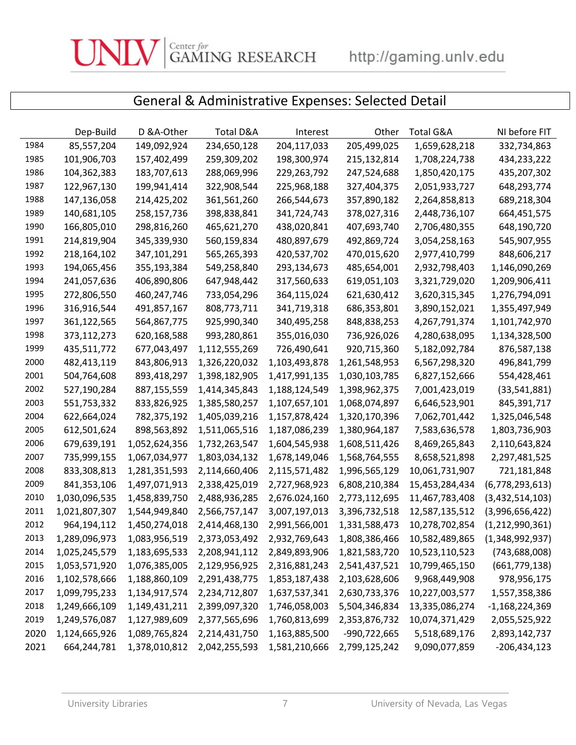## General & Administrative Expenses: Selected Detail

| | Dep-Build | D &A-Other | Total D&A | Interest | Other | Total G&A | NI before FIT |
|---|---|---|---|---|---|---|---|
| 1984 | 85,557,204 | 149,092,924 | 234,650,128 | 204,117,033 | 205,499,025 | 1,659,628,218 | 332,734,863 |
| 1985 | 101,906,703 | 157,402,499 | 259,309,202 | 198,300,974 | 215,132,814 | 1,708,224,738 | 434,233,222 |
| 1986 | 104,362,383 | 183,707,613 | 288,069,996 | 229,263,792 | 247,524,688 | 1,850,420,175 | 435,207,302 |
| 1987 | 122,967,130 | 199,941,414 | 322,908,544 | 225,968,188 | 327,404,375 | 2,051,933,727 | 648,293,774 |
| 1988 | 147,136,058 | 214,425,202 | 361,561,260 | 266,544,673 | 357,890,182 | 2,264,858,813 | 689,218,304 |
| 1989 | 140,681,105 | 258,157,736 | 398,838,841 | 341,724,743 | 378,027,316 | 2,448,736,107 | 664,451,575 |
| 1990 | 166,805,010 | 298,816,260 | 465,621,270 | 438,020,841 | 407,693,740 | 2,706,480,355 | 648,190,720 |
| 1991 | 214,819,904 | 345,339,930 | 560,159,834 | 480,897,679 | 492,869,724 | 3,054,258,163 | 545,907,955 |
| 1992 | 218,164,102 | 347,101,291 | 565,265,393 | 420,537,702 | 470,015,620 | 2,977,410,799 | 848,606,217 |
| 1993 | 194,065,456 | 355,193,384 | 549,258,840 | 293,134,673 | 485,654,001 | 2,932,798,403 | 1,146,090,269 |
| 1994 | 241,057,636 | 406,890,806 | 647,948,442 | 317,560,633 | 619,051,103 | 3,321,729,020 | 1,209,906,411 |
| 1995 | 272,806,550 | 460,247,746 | 733,054,296 | 364,115,024 | 621,630,412 | 3,620,315,345 | 1,276,794,091 |
| 1996 | 316,916,544 | 491,857,167 | 808,773,711 | 341,719,318 | 686,353,801 | 3,890,152,021 | 1,355,497,949 |
| 1997 | 361,122,565 | 564,867,775 | 925,990,340 | 340,495,258 | 848,838,253 | 4,267,791,374 | 1,101,742,970 |
| 1998 | 373,112,273 | 620,168,588 | 993,280,861 | 355,016,030 | 736,926,026 | 4,280,638,095 | 1,134,328,500 |
| 1999 | 435,511,772 | 677,043,497 | 1,112,555,269 | 726,490,641 | 920,715,360 | 5,182,092,784 | 876,587,138 |
| 2000 | 482,413,119 | 843,806,913 | 1,326,220,032 | 1,103,493,878 | 1,261,548,953 | 6,567,298,320 | 496,841,799 |
| 2001 | 504,764,608 | 893,418,297 | 1,398,182,905 | 1,417,991,135 | 1,030,103,785 | 6,827,152,666 | 554,428,461 |
| 2002 | 527,190,284 | 887,155,559 | 1,414,345,843 | 1,188,124,549 | 1,398,962,375 | 7,001,423,019 | (33,541,881) |
| 2003 | 551,753,332 | 833,826,925 | 1,385,580,257 | 1,107,657,101 | 1,068,074,897 | 6,646,523,901 | 845,391,717 |
| 2004 | 622,664,024 | 782,375,192 | 1,405,039,216 | 1,157,878,424 | 1,320,170,396 | 7,062,701,442 | 1,325,046,548 |
| 2005 | 612,501,624 | 898,563,892 | 1,511,065,516 | 1,187,086,239 | 1,380,964,187 | 7,583,636,578 | 1,803,736,903 |
| 2006 | 679,639,191 | 1,052,624,356 | 1,732,263,547 | 1,604,545,938 | 1,608,511,426 | 8,469,265,843 | 2,110,643,824 |
| 2007 | 735,999,155 | 1,067,034,977 | 1,803,034,132 | 1,678,149,046 | 1,568,764,555 | 8,658,521,898 | 2,297,481,525 |
| 2008 | 833,308,813 | 1,281,351,593 | 2,114,660,406 | 2,115,571,482 | 1,996,565,129 | 10,061,731,907 | 721,181,848 |
| 2009 | 841,353,106 | 1,497,071,913 | 2,338,425,019 | 2,727,968,923 | 6,808,210,384 | 15,453,284,434 | (6,778,293,613) |
| 2010 | 1,030,096,535 | 1,458,839,750 | 2,488,936,285 | 2,676.024,160 | 2,773,112,695 | 11,467,783,408 | (3,432,514,103) |
| 2011 | 1,021,807,307 | 1,544,949,840 | 2,566,757,147 | 3,007,197,013 | 3,396,732,518 | 12,587,135,512 | (3,996,656,422) |
| 2012 | 964,194,112 | 1,450,274,018 | 2,414,468,130 | 2,991,566,001 | 1,331,588,473 | 10,278,702,854 | (1,212,990,361) |
| 2013 | 1,289,096,973 | 1,083,956,519 | 2,373,053,492 | 2,932,769,643 | 1,808,386,466 | 10,582,489,865 | (1,348,992,937) |
| 2014 | 1,025,245,579 | 1,183,695,533 | 2,208,941,112 | 2,849,893,906 | 1,821,583,720 | 10,523,110,523 | (743,688,008) |
| 2015 | 1,053,571,920 | 1,076,385,005 | 2,129,956,925 | 2,316,881,243 | 2,541,437,521 | 10,799,465,150 | (661,779,138) |
| 2016 | 1,102,578,666 | 1,188,860,109 | 2,291,438,775 | 1,853,187,438 | 2,103,628,606 | 9,968,449,908 | 978,956,175 |
| 2017 | 1,099,795,233 | 1,134,917,574 | 2,234,712,807 | 1,637,537,341 | 2,630,733,376 | 10,227,003,577 | 1,557,358,386 |
| 2018 | 1,249,666,109 | 1,149,431,211 | 2,399,097,320 | 1,746,058,003 | 5,504,346,834 | 13,335,086,274 | -1,168,224,369 |
| 2019 | 1,249,576,087 | 1,127,989,609 | 2,377,565,696 | 1,760,813,699 | 2,353,876,732 | 10,074,371,429 | 2,055,525,922 |
| 2020 | 1,124,665,926 | 1,089,765,824 | 2,214,431,750 | 1,163,885,500 | -990,722,665 | 5,518,689,176 | 2,893,142,737 |
| 2021 | 664,244,781 | 1,378,010,812 | 2,042,255,593 | 1,581,210,666 | 2,799,125,242 | 9,090,077,859 | -206,434,123 |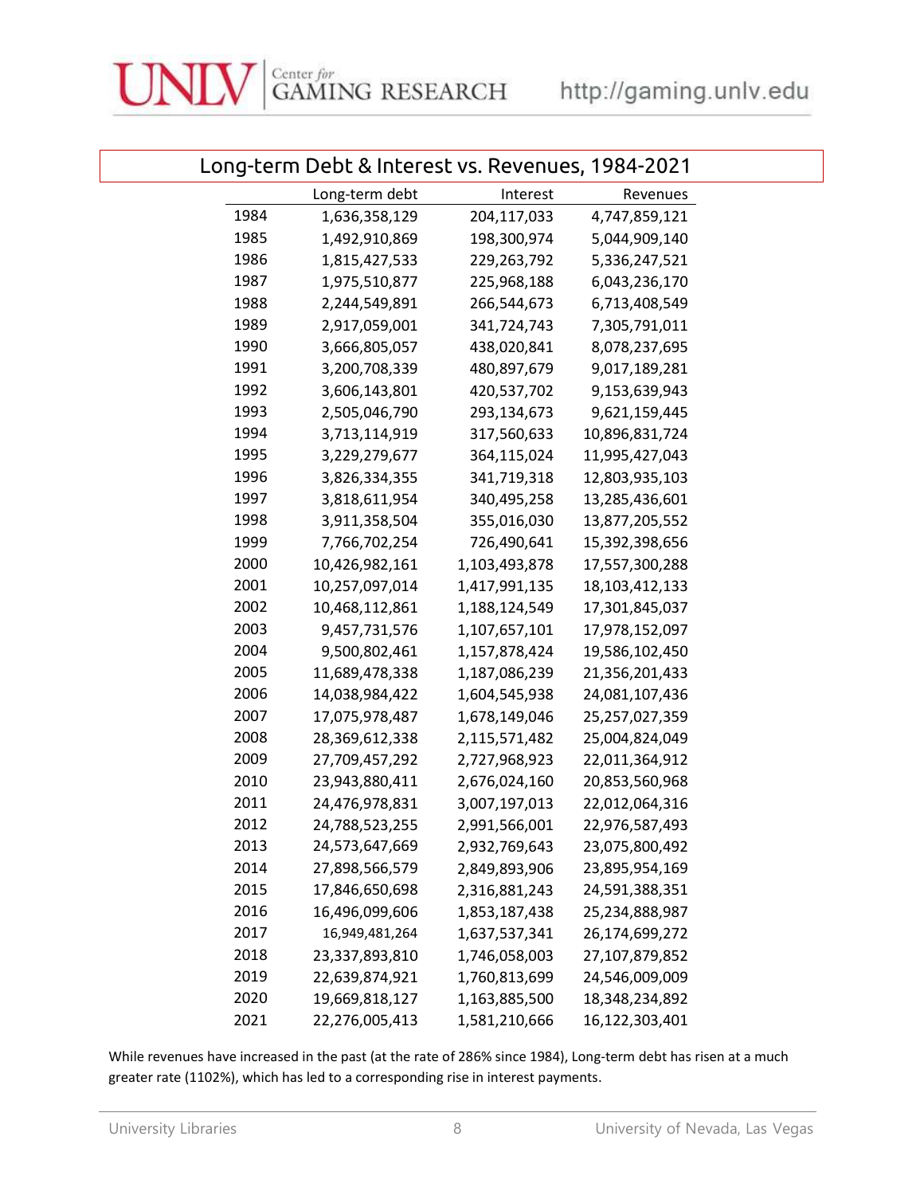## Long-term Debt & Interest vs. Revenues, 1984-2021

| | Long-term debt | Interest | Revenues |
|---|---|---|---|
| 1984 | 1,636,358,129 | 204,117,033 | 4,747,859,121 |
| 1985 | 1,492,910,869 | 198,300,974 | 5,044,909,140 |
| 1986 | 1,815,427,533 | 229,263,792 | 5,336,247,521 |
| 1987 | 1,975,510,877 | 225,968,188 | 6,043,236,170 |
| 1988 | 2,244,549,891 | 266,544,673 | 6,713,408,549 |
| 1989 | 2,917,059,001 | 341,724,743 | 7,305,791,011 |
| 1990 | 3,666,805,057 | 438,020,841 | 8,078,237,695 |
| 1991 | 3,200,708,339 | 480,897,679 | 9,017,189,281 |
| 1992 | 3,606,143,801 | 420,537,702 | 9,153,639,943 |
| 1993 | 2,505,046,790 | 293,134,673 | 9,621,159,445 |
| 1994 | 3,713,114,919 | 317,560,633 | 10,896,831,724 |
| 1995 | 3,229,279,677 | 364,115,024 | 11,995,427,043 |
| 1996 | 3,826,334,355 | 341,719,318 | 12,803,935,103 |
| 1997 | 3,818,611,954 | 340,495,258 | 13,285,436,601 |
| 1998 | 3,911,358,504 | 355,016,030 | 13,877,205,552 |
| 1999 | 7,766,702,254 | 726,490,641 | 15,392,398,656 |
| 2000 | 10,426,982,161 | 1,103,493,878 | 17,557,300,288 |
| 2001 | 10,257,097,014 | 1,417,991,135 | 18,103,412,133 |
| 2002 | 10,468,112,861 | 1,188,124,549 | 17,301,845,037 |
| 2003 | 9,457,731,576 | 1,107,657,101 | 17,978,152,097 |
| 2004 | 9,500,802,461 | 1,157,878,424 | 19,586,102,450 |
| 2005 | 11,689,478,338 | 1,187,086,239 | 21,356,201,433 |
| 2006 | 14,038,984,422 | 1,604,545,938 | 24,081,107,436 |
| 2007 | 17,075,978,487 | 1,678,149,046 | 25,257,027,359 |
| 2008 | 28,369,612,338 | 2,115,571,482 | 25,004,824,049 |
| 2009 | 27,709,457,292 | 2,727,968,923 | 22,011,364,912 |
| 2010 | 23,943,880,411 | 2,676,024,160 | 20,853,560,968 |
| 2011 | 24,476,978,831 | 3,007,197,013 | 22,012,064,316 |
| 2012 | 24,788,523,255 | 2,991,566,001 | 22,976,587,493 |
| 2013 | 24,573,647,669 | 2,932,769,643 | 23,075,800,492 |
| 2014 | 27,898,566,579 | 2,849,893,906 | 23,895,954,169 |
| 2015 | 17,846,650,698 | 2,316,881,243 | 24,591,388,351 |
| 2016 | 16,496,099,606 | 1,853,187,438 | 25,234,888,987 |
| 2017 | 16,949,481,264 | 1,637,537,341 | 26,174,699,272 |
| 2018 | 23,337,893,810 | 1,746,058,003 | 27,107,879,852 |
| 2019 | 22,639,874,921 | 1,760,813,699 | 24,546,009,009 |
| 2020 | 19,669,818,127 | 1,163,885,500 | 18,348,234,892 |
| 2021 | 22,276,005,413 | 1,581,210,666 | 16,122,303,401 |

While revenues have increased in the past (at the rate of 286% since 1984), Long-term debt has risen at a much greater rate (1102%), which has led to a corresponding rise in interest payments.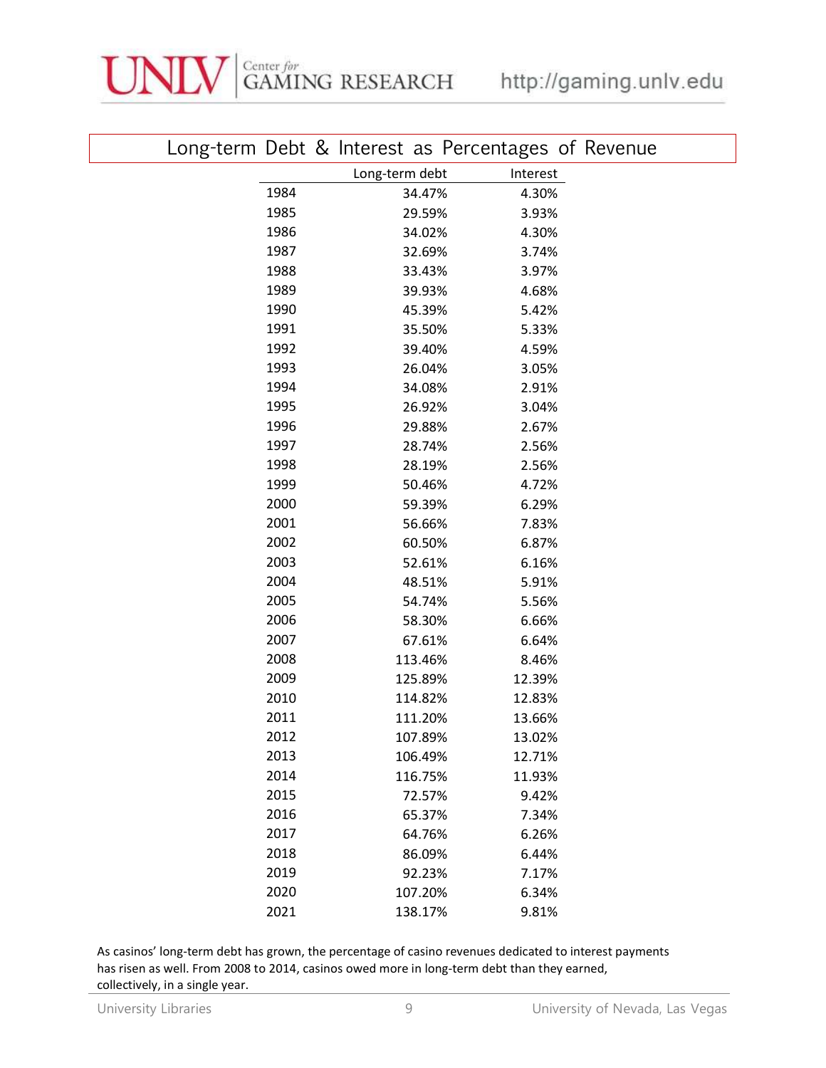## Long-term Debt & Interest as Percentages of Revenue

| | Long-term debt | Interest |
|---|---|---|
| 1984 | 34.47% | 4.30% |
| 1985 | 29.59% | 3.93% |
| 1986 | 34.02% | 4.30% |
| 1987 | 32.69% | 3.74% |
| 1988 | 33.43% | 3.97% |
| 1989 | 39.93% | 4.68% |
| 1990 | 45.39% | 5.42% |
| 1991 | 35.50% | 5.33% |
| 1992 | 39.40% | 4.59% |
| 1993 | 26.04% | 3.05% |
| 1994 | 34.08% | 2.91% |
| 1995 | 26.92% | 3.04% |
| 1996 | 29.88% | 2.67% |
| 1997 | 28.74% | 2.56% |
| 1998 | 28.19% | 2.56% |
| 1999 | 50.46% | 4.72% |
| 2000 | 59.39% | 6.29% |
| 2001 | 56.66% | 7.83% |
| 2002 | 60.50% | 6.87% |
| 2003 | 52.61% | 6.16% |
| 2004 | 48.51% | 5.91% |
| 2005 | 54.74% | 5.56% |
| 2006 | 58.30% | 6.66% |
| 2007 | 67.61% | 6.64% |
| 2008 | 113.46% | 8.46% |
| 2009 | 125.89% | 12.39% |
| 2010 | 114.82% | 12.83% |
| 2011 | 111.20% | 13.66% |
| 2012 | 107.89% | 13.02% |
| 2013 | 106.49% | 12.71% |
| 2014 | 116.75% | 11.93% |
| 2015 | 72.57% | 9.42% |
| 2016 | 65.37% | 7.34% |
| 2017 | 64.76% | 6.26% |
| 2018 | 86.09% | 6.44% |
| 2019 | 92.23% | 7.17% |
| 2020 | 107.20% | 6.34% |
| 2021 | 138.17% | 9.81% |

As casinos' long-term debt has grown, the percentage of casino revenues dedicated to interest payments has risen as well. From 2008 to 2014, casinos owed more in long-term debt than they earned, collectively, in a single year.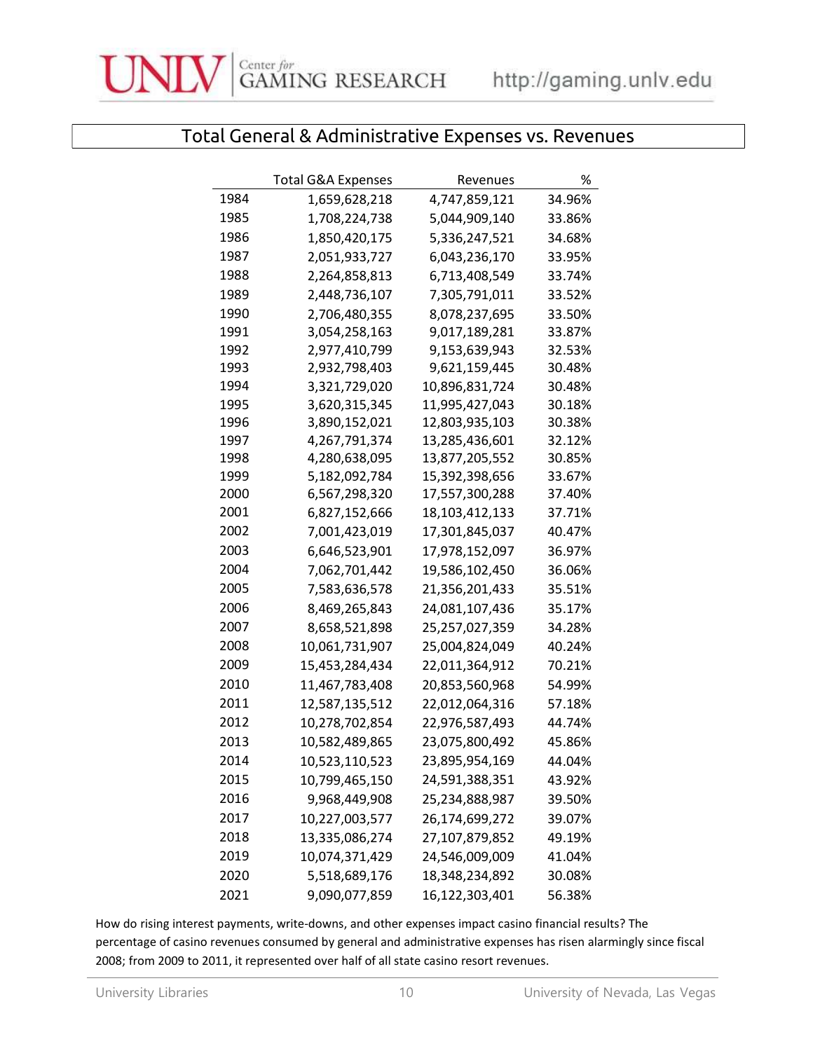## Total General & Administrative Expenses vs. Revenues

| | Total G&A Expenses | Revenues | % |
|---|---|---|---|
| 1984 | 1,659,628,218 | 4,747,859,121 | 34.96% |
| 1985 | 1,708,224,738 | 5,044,909,140 | 33.86% |
| 1986 | 1,850,420,175 | 5,336,247,521 | 34.68% |
| 1987 | 2,051,933,727 | 6,043,236,170 | 33.95% |
| 1988 | 2,264,858,813 | 6,713,408,549 | 33.74% |
| 1989 | 2,448,736,107 | 7,305,791,011 | 33.52% |
| 1990 | 2,706,480,355 | 8,078,237,695 | 33.50% |
| 1991 | 3,054,258,163 | 9,017,189,281 | 33.87% |
| 1992 | 2,977,410,799 | 9,153,639,943 | 32.53% |
| 1993 | 2,932,798,403 | 9,621,159,445 | 30.48% |
| 1994 | 3,321,729,020 | 10,896,831,724 | 30.48% |
| 1995 | 3,620,315,345 | 11,995,427,043 | 30.18% |
| 1996 | 3,890,152,021 | 12,803,935,103 | 30.38% |
| 1997 | 4,267,791,374 | 13,285,436,601 | 32.12% |
| 1998 | 4,280,638,095 | 13,877,205,552 | 30.85% |
| 1999 | 5,182,092,784 | 15,392,398,656 | 33.67% |
| 2000 | 6,567,298,320 | 17,557,300,288 | 37.40% |
| 2001 | 6,827,152,666 | 18,103,412,133 | 37.71% |
| 2002 | 7,001,423,019 | 17,301,845,037 | 40.47% |
| 2003 | 6,646,523,901 | 17,978,152,097 | 36.97% |
| 2004 | 7,062,701,442 | 19,586,102,450 | 36.06% |
| 2005 | 7,583,636,578 | 21,356,201,433 | 35.51% |
| 2006 | 8,469,265,843 | 24,081,107,436 | 35.17% |
| 2007 | 8,658,521,898 | 25,257,027,359 | 34.28% |
| 2008 | 10,061,731,907 | 25,004,824,049 | 40.24% |
| 2009 | 15,453,284,434 | 22,011,364,912 | 70.21% |
| 2010 | 11,467,783,408 | 20,853,560,968 | 54.99% |
| 2011 | 12,587,135,512 | 22,012,064,316 | 57.18% |
| 2012 | 10,278,702,854 | 22,976,587,493 | 44.74% |
| 2013 | 10,582,489,865 | 23,075,800,492 | 45.86% |
| 2014 | 10,523,110,523 | 23,895,954,169 | 44.04% |
| 2015 | 10,799,465,150 | 24,591,388,351 | 43.92% |
| 2016 | 9,968,449,908 | 25,234,888,987 | 39.50% |
| 2017 | 10,227,003,577 | 26,174,699,272 | 39.07% |
| 2018 | 13,335,086,274 | 27,107,879,852 | 49.19% |
| 2019 | 10,074,371,429 | 24,546,009,009 | 41.04% |
| 2020 | 5,518,689,176 | 18,348,234,892 | 30.08% |
| 2021 | 9,090,077,859 | 16,122,303,401 | 56.38% |

How do rising interest payments, write-downs, and other expenses impact casino financial results? The percentage of casino revenues consumed by general and administrative expenses has risen alarmingly since fiscal 2008; from 2009 to 2011, it represented over half of all state casino resort revenues.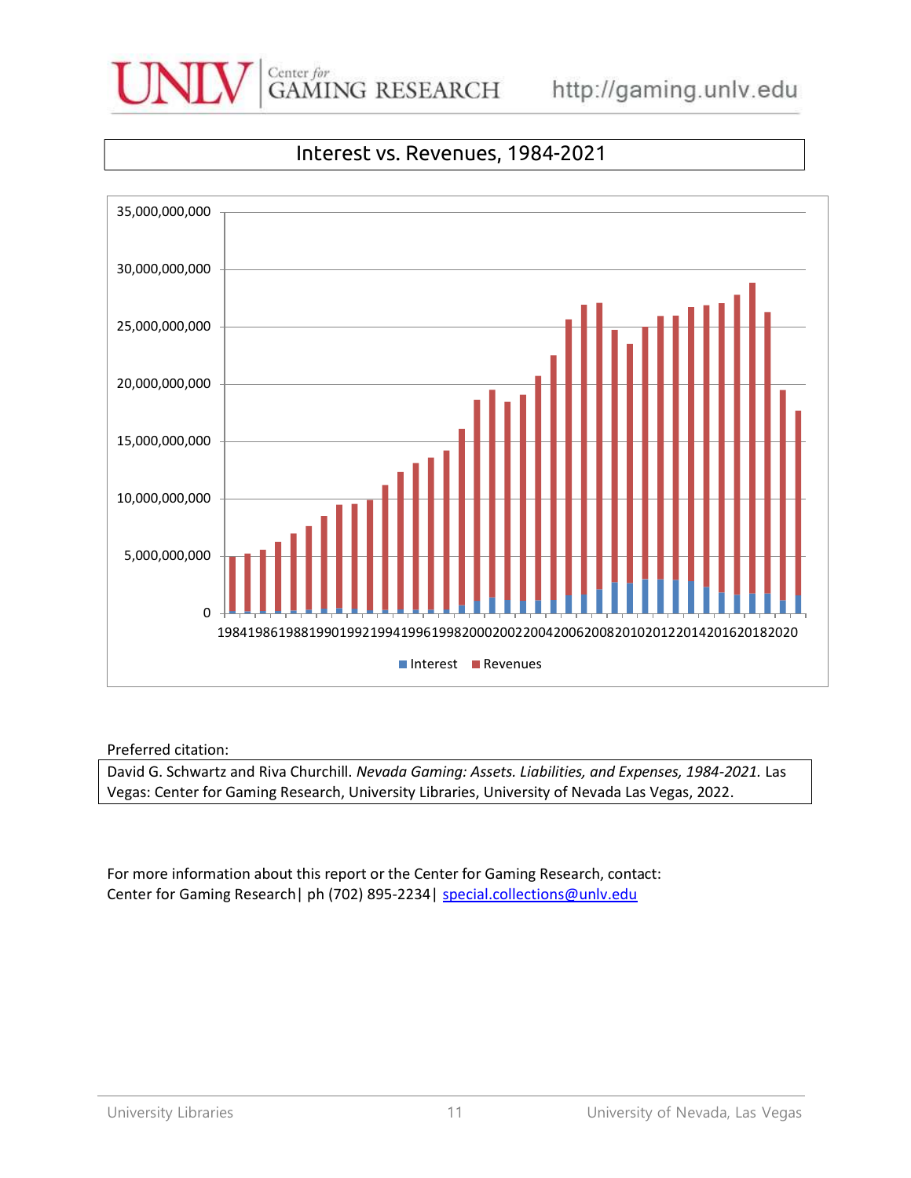Interest vs. Revenues, 1984-2021

35,000,000,000
30,000,000,000
25,000,000,000
20,000,000,000
15,000,000,000
10,000,000,000
5,000,000,000
0

1984 1986 1988 1990 1992 1994 1996 1998 2000 2002 2004 2006 2008 2010 2012 2014 2016 2018 2020

Interest Revenues

Preferred citation:

David G. Schwartz and Riva Churchill. *Nevada Gaming: Assets. Liabilities, and Expenses, 1984-2021.* Las Vegas: Center for Gaming Research, University Libraries, University of Nevada Las Vegas, 2022.

For more information about this report or the Center for Gaming Research, contact:
Center for Gaming Research| ph (702) 895-2234| special.collections@unlv.edu